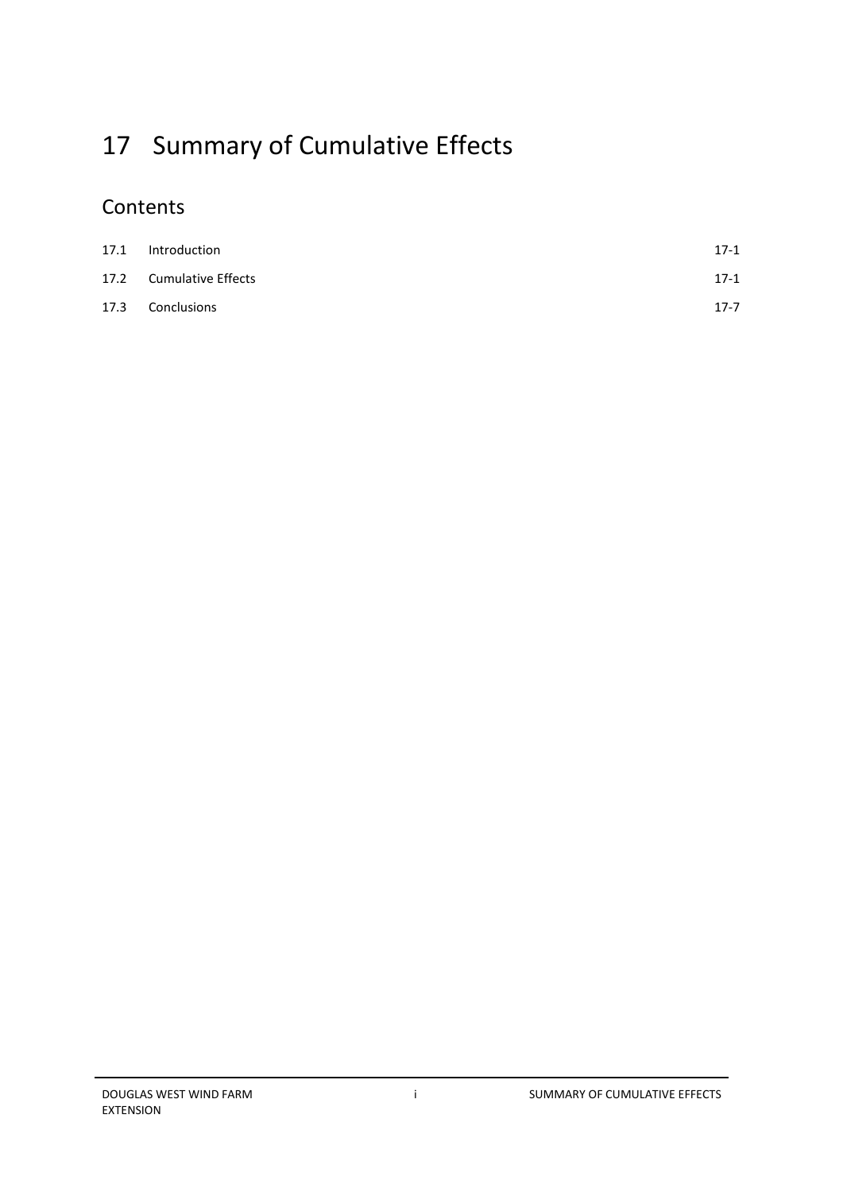# 17 Summary of Cumulative Effects

## Contents

| | | |
|---|---|---|
| 17.1 | Introduction | 17-1 |
| 17.2 | Cumulative Effects | 17-1 |
| 17.3 | Conclusions | 17-7 |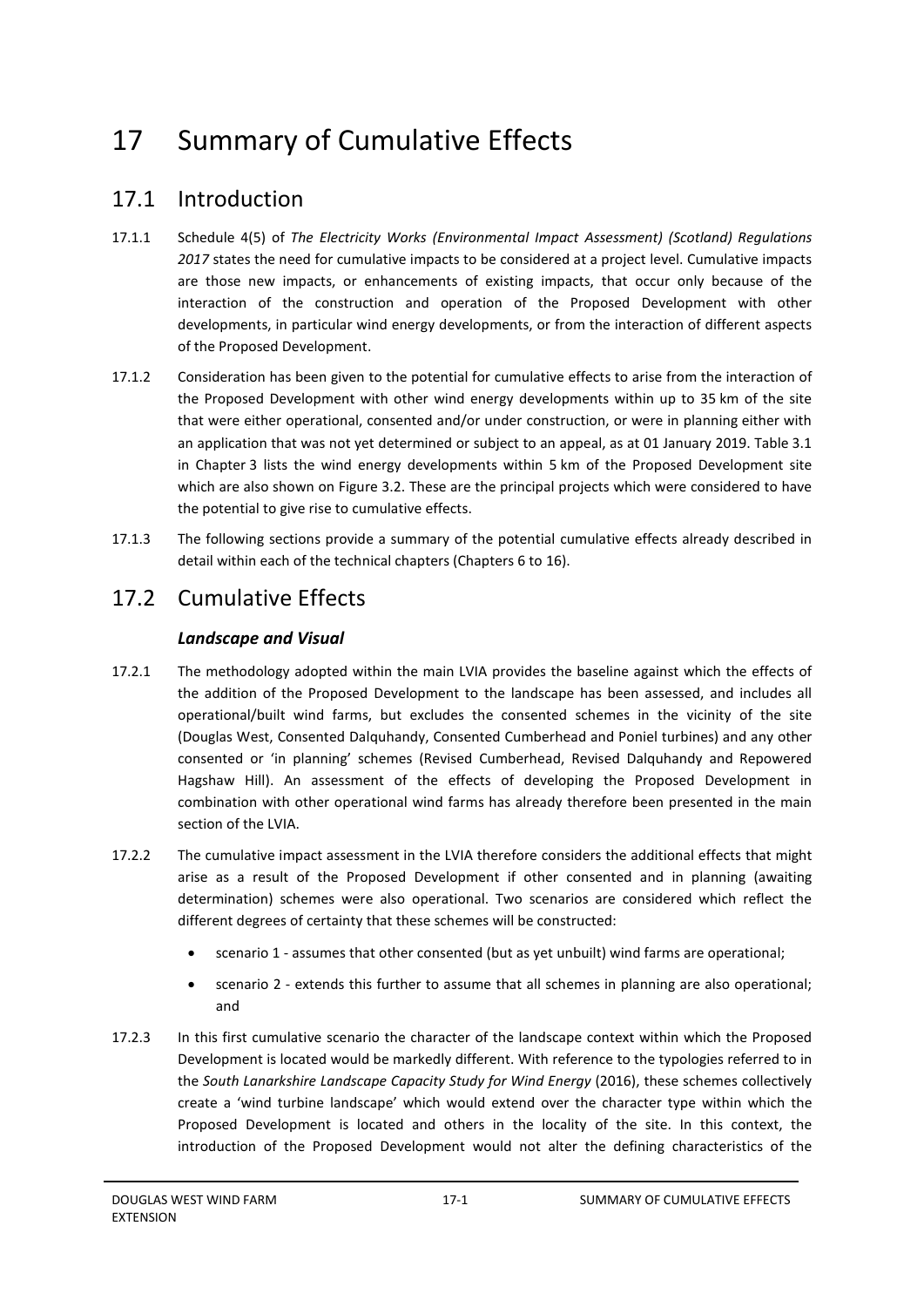# 17 Summary of Cumulative Effects

## 17.1 Introduction

17.1.1 Schedule 4(5) of *The Electricity Works (Environmental Impact Assessment) (Scotland) Regulations 2017* states the need for cumulative impacts to be considered at a project level. Cumulative impacts are those new impacts, or enhancements of existing impacts, that occur only because of the interaction of the construction and operation of the Proposed Development with other developments, in particular wind energy developments, or from the interaction of different aspects of the Proposed Development.

17.1.2 Consideration has been given to the potential for cumulative effects to arise from the interaction of the Proposed Development with other wind energy developments within up to 35 km of the site that were either operational, consented and/or under construction, or were in planning either with an application that was not yet determined or subject to an appeal, as at 01 January 2019. Table 3.1 in Chapter 3 lists the wind energy developments within 5 km of the Proposed Development site which are also shown on Figure 3.2. These are the principal projects which were considered to have the potential to give rise to cumulative effects.

17.1.3 The following sections provide a summary of the potential cumulative effects already described in detail within each of the technical chapters (Chapters 6 to 16).

## 17.2 Cumulative Effects

### *Landscape and Visual*

17.2.1 The methodology adopted within the main LVIA provides the baseline against which the effects of the addition of the Proposed Development to the landscape has been assessed, and includes all operational/built wind farms, but excludes the consented schemes in the vicinity of the site (Douglas West, Consented Dalquhandy, Consented Cumberhead and Poniel turbines) and any other consented or 'in planning' schemes (Revised Cumberhead, Revised Dalquhandy and Repowered Hagshaw Hill). An assessment of the effects of developing the Proposed Development in combination with other operational wind farms has already therefore been presented in the main section of the LVIA.

17.2.2 The cumulative impact assessment in the LVIA therefore considers the additional effects that might arise as a result of the Proposed Development if other consented and in planning (awaiting determination) schemes were also operational. Two scenarios are considered which reflect the different degrees of certainty that these schemes will be constructed:

- scenario 1 - assumes that other consented (but as yet unbuilt) wind farms are operational;
- scenario 2 - extends this further to assume that all schemes in planning are also operational; and

17.2.3 In this first cumulative scenario the character of the landscape context within which the Proposed Development is located would be markedly different. With reference to the typologies referred to in the *South Lanarkshire Landscape Capacity Study for Wind Energy* (2016), these schemes collectively create a 'wind turbine landscape' which would extend over the character type within which the Proposed Development is located and others in the locality of the site. In this context, the introduction of the Proposed Development would not alter the defining characteristics of the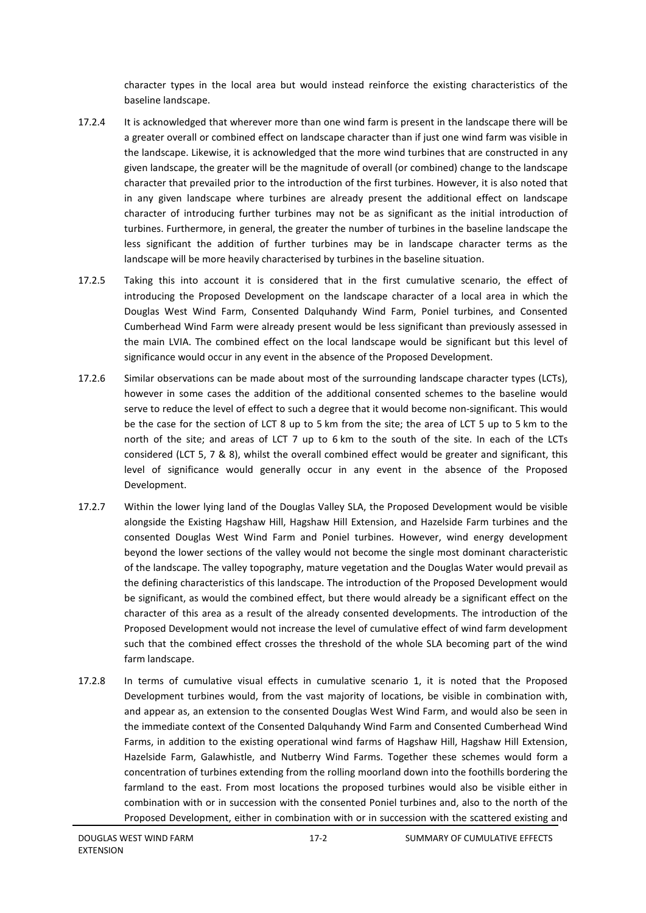character types in the local area but would instead reinforce the existing characteristics of the baseline landscape.

17.2.4 It is acknowledged that wherever more than one wind farm is present in the landscape there will be a greater overall or combined effect on landscape character than if just one wind farm was visible in the landscape. Likewise, it is acknowledged that the more wind turbines that are constructed in any given landscape, the greater will be the magnitude of overall (or combined) change to the landscape character that prevailed prior to the introduction of the first turbines. However, it is also noted that in any given landscape where turbines are already present the additional effect on landscape character of introducing further turbines may not be as significant as the initial introduction of turbines. Furthermore, in general, the greater the number of turbines in the baseline landscape the less significant the addition of further turbines may be in landscape character terms as the landscape will be more heavily characterised by turbines in the baseline situation.

17.2.5 Taking this into account it is considered that in the first cumulative scenario, the effect of introducing the Proposed Development on the landscape character of a local area in which the Douglas West Wind Farm, Consented Dalquhandy Wind Farm, Poniel turbines, and Consented Cumberhead Wind Farm were already present would be less significant than previously assessed in the main LVIA. The combined effect on the local landscape would be significant but this level of significance would occur in any event in the absence of the Proposed Development.

17.2.6 Similar observations can be made about most of the surrounding landscape character types (LCTs), however in some cases the addition of the additional consented schemes to the baseline would serve to reduce the level of effect to such a degree that it would become non-significant. This would be the case for the section of LCT 8 up to 5 km from the site; the area of LCT 5 up to 5 km to the north of the site; and areas of LCT 7 up to 6 km to the south of the site. In each of the LCTs considered (LCT 5, 7 & 8), whilst the overall combined effect would be greater and significant, this level of significance would generally occur in any event in the absence of the Proposed Development.

17.2.7 Within the lower lying land of the Douglas Valley SLA, the Proposed Development would be visible alongside the Existing Hagshaw Hill, Hagshaw Hill Extension, and Hazelside Farm turbines and the consented Douglas West Wind Farm and Poniel turbines. However, wind energy development beyond the lower sections of the valley would not become the single most dominant characteristic of the landscape. The valley topography, mature vegetation and the Douglas Water would prevail as the defining characteristics of this landscape. The introduction of the Proposed Development would be significant, as would the combined effect, but there would already be a significant effect on the character of this area as a result of the already consented developments. The introduction of the Proposed Development would not increase the level of cumulative effect of wind farm development such that the combined effect crosses the threshold of the whole SLA becoming part of the wind farm landscape.

17.2.8 In terms of cumulative visual effects in cumulative scenario 1, it is noted that the Proposed Development turbines would, from the vast majority of locations, be visible in combination with, and appear as, an extension to the consented Douglas West Wind Farm, and would also be seen in the immediate context of the Consented Dalquhandy Wind Farm and Consented Cumberhead Wind Farms, in addition to the existing operational wind farms of Hagshaw Hill, Hagshaw Hill Extension, Hazelside Farm, Galawhistle, and Nutberry Wind Farms. Together these schemes would form a concentration of turbines extending from the rolling moorland down into the foothills bordering the farmland to the east. From most locations the proposed turbines would also be visible either in combination with or in succession with the consented Poniel turbines and, also to the north of the Proposed Development, either in combination with or in succession with the scattered existing and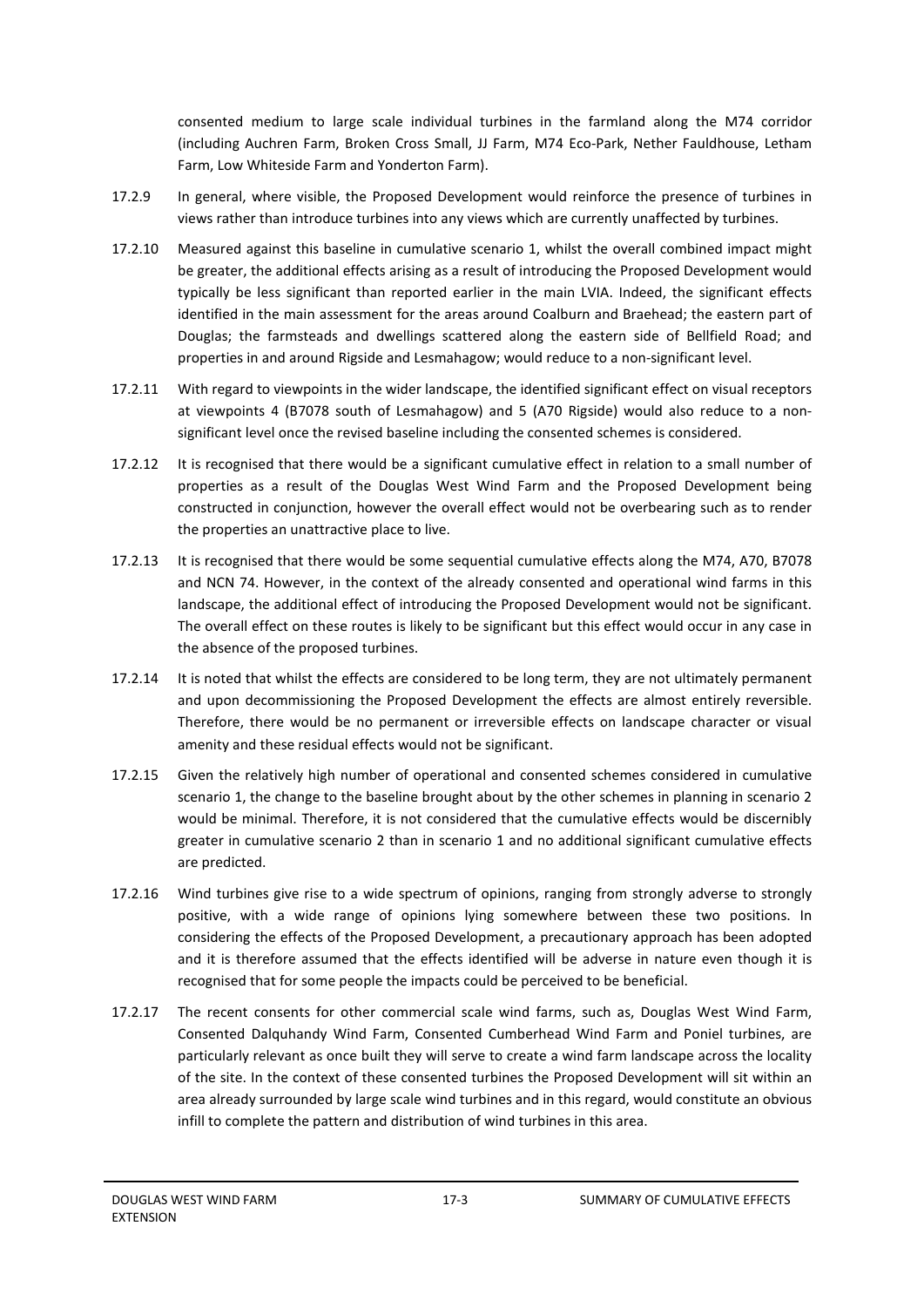consented medium to large scale individual turbines in the farmland along the M74 corridor (including Auchren Farm, Broken Cross Small, JJ Farm, M74 Eco-Park, Nether Fauldhouse, Letham Farm, Low Whiteside Farm and Yonderton Farm).

17.2.9 In general, where visible, the Proposed Development would reinforce the presence of turbines in views rather than introduce turbines into any views which are currently unaffected by turbines.

17.2.10 Measured against this baseline in cumulative scenario 1, whilst the overall combined impact might be greater, the additional effects arising as a result of introducing the Proposed Development would typically be less significant than reported earlier in the main LVIA. Indeed, the significant effects identified in the main assessment for the areas around Coalburn and Braehead; the eastern part of Douglas; the farmsteads and dwellings scattered along the eastern side of Bellfield Road; and properties in and around Rigside and Lesmahagow; would reduce to a non-significant level.

17.2.11 With regard to viewpoints in the wider landscape, the identified significant effect on visual receptors at viewpoints 4 (B7078 south of Lesmahagow) and 5 (A70 Rigside) would also reduce to a non-significant level once the revised baseline including the consented schemes is considered.

17.2.12 It is recognised that there would be a significant cumulative effect in relation to a small number of properties as a result of the Douglas West Wind Farm and the Proposed Development being constructed in conjunction, however the overall effect would not be overbearing such as to render the properties an unattractive place to live.

17.2.13 It is recognised that there would be some sequential cumulative effects along the M74, A70, B7078 and NCN 74. However, in the context of the already consented and operational wind farms in this landscape, the additional effect of introducing the Proposed Development would not be significant. The overall effect on these routes is likely to be significant but this effect would occur in any case in the absence of the proposed turbines.

17.2.14 It is noted that whilst the effects are considered to be long term, they are not ultimately permanent and upon decommissioning the Proposed Development the effects are almost entirely reversible. Therefore, there would be no permanent or irreversible effects on landscape character or visual amenity and these residual effects would not be significant.

17.2.15 Given the relatively high number of operational and consented schemes considered in cumulative scenario 1, the change to the baseline brought about by the other schemes in planning in scenario 2 would be minimal. Therefore, it is not considered that the cumulative effects would be discernibly greater in cumulative scenario 2 than in scenario 1 and no additional significant cumulative effects are predicted.

17.2.16 Wind turbines give rise to a wide spectrum of opinions, ranging from strongly adverse to strongly positive, with a wide range of opinions lying somewhere between these two positions. In considering the effects of the Proposed Development, a precautionary approach has been adopted and it is therefore assumed that the effects identified will be adverse in nature even though it is recognised that for some people the impacts could be perceived to be beneficial.

17.2.17 The recent consents for other commercial scale wind farms, such as, Douglas West Wind Farm, Consented Dalquhandy Wind Farm, Consented Cumberhead Wind Farm and Poniel turbines, are particularly relevant as once built they will serve to create a wind farm landscape across the locality of the site. In the context of these consented turbines the Proposed Development will sit within an area already surrounded by large scale wind turbines and in this regard, would constitute an obvious infill to complete the pattern and distribution of wind turbines in this area.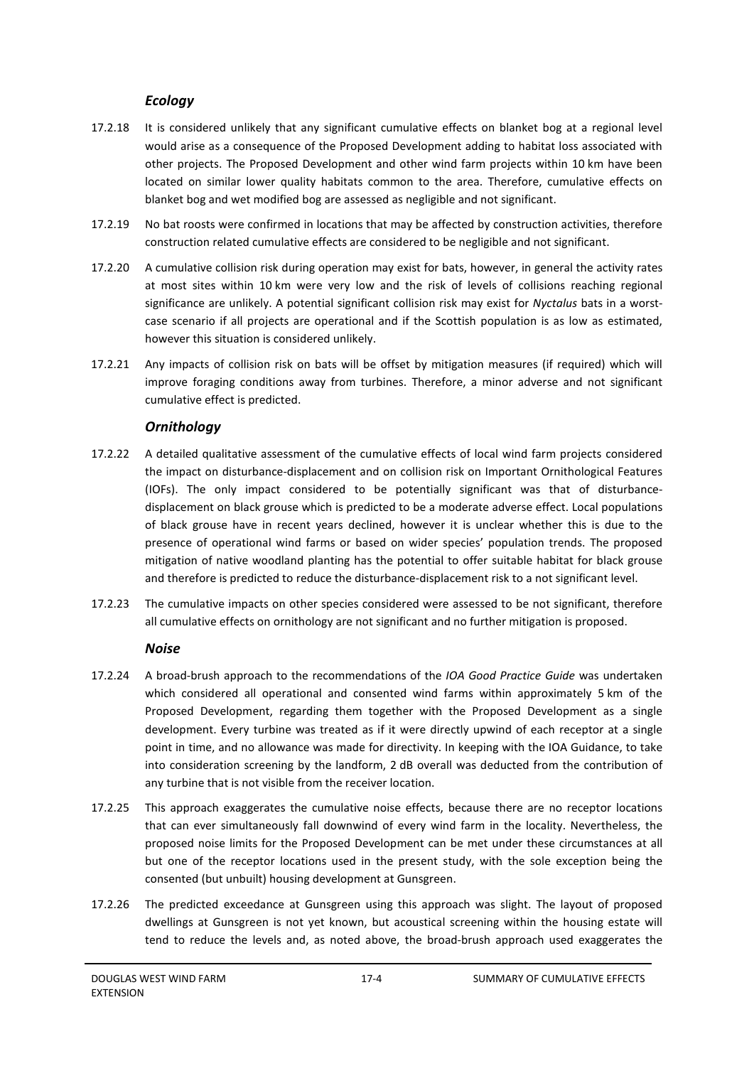### *Ecology*

17.2.18 It is considered unlikely that any significant cumulative effects on blanket bog at a regional level would arise as a consequence of the Proposed Development adding to habitat loss associated with other projects. The Proposed Development and other wind farm projects within 10 km have been located on similar lower quality habitats common to the area. Therefore, cumulative effects on blanket bog and wet modified bog are assessed as negligible and not significant.

17.2.19 No bat roosts were confirmed in locations that may be affected by construction activities, therefore construction related cumulative effects are considered to be negligible and not significant.

17.2.20 A cumulative collision risk during operation may exist for bats, however, in general the activity rates at most sites within 10 km were very low and the risk of levels of collisions reaching regional significance are unlikely. A potential significant collision risk may exist for *Nyctalus* bats in a worst-case scenario if all projects are operational and if the Scottish population is as low as estimated, however this situation is considered unlikely.

17.2.21 Any impacts of collision risk on bats will be offset by mitigation measures (if required) which will improve foraging conditions away from turbines. Therefore, a minor adverse and not significant cumulative effect is predicted.

### *Ornithology*

17.2.22 A detailed qualitative assessment of the cumulative effects of local wind farm projects considered the impact on disturbance-displacement and on collision risk on Important Ornithological Features (IOFs). The only impact considered to be potentially significant was that of disturbance-displacement on black grouse which is predicted to be a moderate adverse effect. Local populations of black grouse have in recent years declined, however it is unclear whether this is due to the presence of operational wind farms or based on wider species' population trends. The proposed mitigation of native woodland planting has the potential to offer suitable habitat for black grouse and therefore is predicted to reduce the disturbance-displacement risk to a not significant level.

17.2.23 The cumulative impacts on other species considered were assessed to be not significant, therefore all cumulative effects on ornithology are not significant and no further mitigation is proposed.

### *Noise*

17.2.24 A broad-brush approach to the recommendations of the *IOA Good Practice Guide* was undertaken which considered all operational and consented wind farms within approximately 5 km of the Proposed Development, regarding them together with the Proposed Development as a single development. Every turbine was treated as if it were directly upwind of each receptor at a single point in time, and no allowance was made for directivity. In keeping with the IOA Guidance, to take into consideration screening by the landform, 2 dB overall was deducted from the contribution of any turbine that is not visible from the receiver location.

17.2.25 This approach exaggerates the cumulative noise effects, because there are no receptor locations that can ever simultaneously fall downwind of every wind farm in the locality. Nevertheless, the proposed noise limits for the Proposed Development can be met under these circumstances at all but one of the receptor locations used in the present study, with the sole exception being the consented (but unbuilt) housing development at Gunsgreen.

17.2.26 The predicted exceedance at Gunsgreen using this approach was slight. The layout of proposed dwellings at Gunsgreen is not yet known, but acoustical screening within the housing estate will tend to reduce the levels and, as noted above, the broad-brush approach used exaggerates the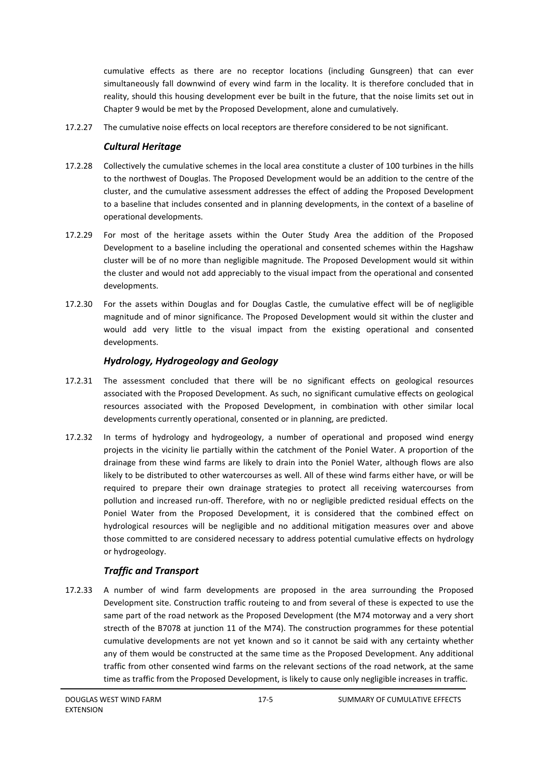cumulative effects as there are no receptor locations (including Gunsgreen) that can ever simultaneously fall downwind of every wind farm in the locality. It is therefore concluded that in reality, should this housing development ever be built in the future, that the noise limits set out in Chapter 9 would be met by the Proposed Development, alone and cumulatively.

17.2.27 The cumulative noise effects on local receptors are therefore considered to be not significant.

### *Cultural Heritage*

17.2.28 Collectively the cumulative schemes in the local area constitute a cluster of 100 turbines in the hills to the northwest of Douglas. The Proposed Development would be an addition to the centre of the cluster, and the cumulative assessment addresses the effect of adding the Proposed Development to a baseline that includes consented and in planning developments, in the context of a baseline of operational developments.

17.2.29 For most of the heritage assets within the Outer Study Area the addition of the Proposed Development to a baseline including the operational and consented schemes within the Hagshaw cluster will be of no more than negligible magnitude. The Proposed Development would sit within the cluster and would not add appreciably to the visual impact from the operational and consented developments.

17.2.30 For the assets within Douglas and for Douglas Castle, the cumulative effect will be of negligible magnitude and of minor significance. The Proposed Development would sit within the cluster and would add very little to the visual impact from the existing operational and consented developments.

### *Hydrology, Hydrogeology and Geology*

17.2.31 The assessment concluded that there will be no significant effects on geological resources associated with the Proposed Development. As such, no significant cumulative effects on geological resources associated with the Proposed Development, in combination with other similar local developments currently operational, consented or in planning, are predicted.

17.2.32 In terms of hydrology and hydrogeology, a number of operational and proposed wind energy projects in the vicinity lie partially within the catchment of the Poniel Water. A proportion of the drainage from these wind farms are likely to drain into the Poniel Water, although flows are also likely to be distributed to other watercourses as well. All of these wind farms either have, or will be required to prepare their own drainage strategies to protect all receiving watercourses from pollution and increased run-off. Therefore, with no or negligible predicted residual effects on the Poniel Water from the Proposed Development, it is considered that the combined effect on hydrological resources will be negligible and no additional mitigation measures over and above those committed to are considered necessary to address potential cumulative effects on hydrology or hydrogeology.

### *Traffic and Transport*

17.2.33 A number of wind farm developments are proposed in the area surrounding the Proposed Development site. Construction traffic routeing to and from several of these is expected to use the same part of the road network as the Proposed Development (the M74 motorway and a very short strecth of the B7078 at junction 11 of the M74). The construction programmes for these potential cumulative developments are not yet known and so it cannot be said with any certainty whether any of them would be constructed at the same time as the Proposed Development. Any additional traffic from other consented wind farms on the relevant sections of the road network, at the same time as traffic from the Proposed Development, is likely to cause only negligible increases in traffic.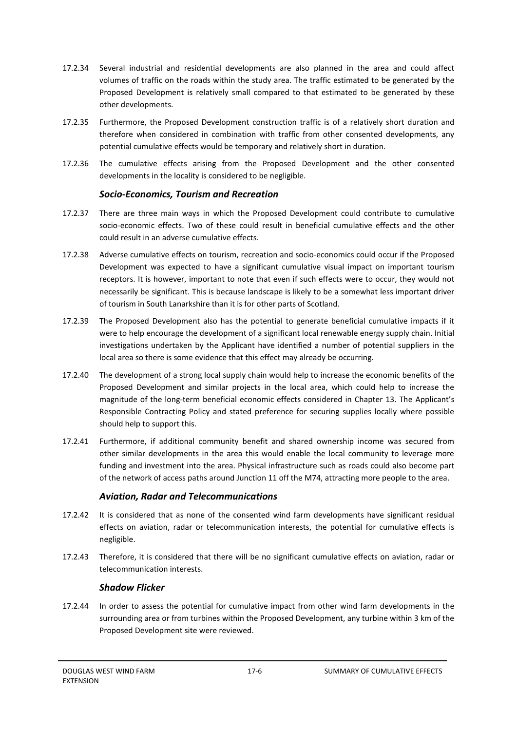17.2.34 Several industrial and residential developments are also planned in the area and could affect volumes of traffic on the roads within the study area. The traffic estimated to be generated by the Proposed Development is relatively small compared to that estimated to be generated by these other developments.

17.2.35 Furthermore, the Proposed Development construction traffic is of a relatively short duration and therefore when considered in combination with traffic from other consented developments, any potential cumulative effects would be temporary and relatively short in duration.

17.2.36 The cumulative effects arising from the Proposed Development and the other consented developments in the locality is considered to be negligible.

### *Socio-Economics, Tourism and Recreation*

17.2.37 There are three main ways in which the Proposed Development could contribute to cumulative socio-economic effects. Two of these could result in beneficial cumulative effects and the other could result in an adverse cumulative effects.

17.2.38 Adverse cumulative effects on tourism, recreation and socio-economics could occur if the Proposed Development was expected to have a significant cumulative visual impact on important tourism receptors. It is however, important to note that even if such effects were to occur, they would not necessarily be significant. This is because landscape is likely to be a somewhat less important driver of tourism in South Lanarkshire than it is for other parts of Scotland.

17.2.39 The Proposed Development also has the potential to generate beneficial cumulative impacts if it were to help encourage the development of a significant local renewable energy supply chain. Initial investigations undertaken by the Applicant have identified a number of potential suppliers in the local area so there is some evidence that this effect may already be occurring.

17.2.40 The development of a strong local supply chain would help to increase the economic benefits of the Proposed Development and similar projects in the local area, which could help to increase the magnitude of the long-term beneficial economic effects considered in Chapter 13. The Applicant's Responsible Contracting Policy and stated preference for securing supplies locally where possible should help to support this.

17.2.41 Furthermore, if additional community benefit and shared ownership income was secured from other similar developments in the area this would enable the local community to leverage more funding and investment into the area. Physical infrastructure such as roads could also become part of the network of access paths around Junction 11 off the M74, attracting more people to the area.

### *Aviation, Radar and Telecommunications*

17.2.42 It is considered that as none of the consented wind farm developments have significant residual effects on aviation, radar or telecommunication interests, the potential for cumulative effects is negligible.

17.2.43 Therefore, it is considered that there will be no significant cumulative effects on aviation, radar or telecommunication interests.

### *Shadow Flicker*

17.2.44 In order to assess the potential for cumulative impact from other wind farm developments in the surrounding area or from turbines within the Proposed Development, any turbine within 3 km of the Proposed Development site were reviewed.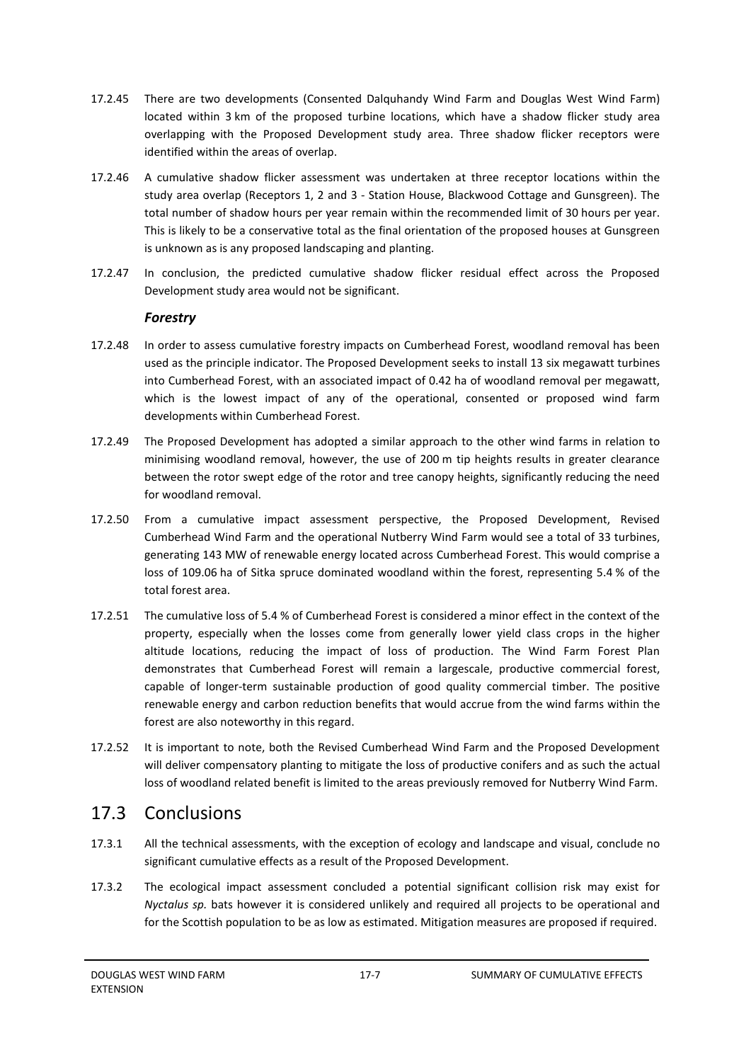17.2.45 There are two developments (Consented Dalquhandy Wind Farm and Douglas West Wind Farm) located within 3 km of the proposed turbine locations, which have a shadow flicker study area overlapping with the Proposed Development study area. Three shadow flicker receptors were identified within the areas of overlap.

17.2.46 A cumulative shadow flicker assessment was undertaken at three receptor locations within the study area overlap (Receptors 1, 2 and 3 - Station House, Blackwood Cottage and Gunsgreen). The total number of shadow hours per year remain within the recommended limit of 30 hours per year. This is likely to be a conservative total as the final orientation of the proposed houses at Gunsgreen is unknown as is any proposed landscaping and planting.

17.2.47 In conclusion, the predicted cumulative shadow flicker residual effect across the Proposed Development study area would not be significant.

### *Forestry*

17.2.48 In order to assess cumulative forestry impacts on Cumberhead Forest, woodland removal has been used as the principle indicator. The Proposed Development seeks to install 13 six megawatt turbines into Cumberhead Forest, with an associated impact of 0.42 ha of woodland removal per megawatt, which is the lowest impact of any of the operational, consented or proposed wind farm developments within Cumberhead Forest.

17.2.49 The Proposed Development has adopted a similar approach to the other wind farms in relation to minimising woodland removal, however, the use of 200 m tip heights results in greater clearance between the rotor swept edge of the rotor and tree canopy heights, significantly reducing the need for woodland removal.

17.2.50 From a cumulative impact assessment perspective, the Proposed Development, Revised Cumberhead Wind Farm and the operational Nutberry Wind Farm would see a total of 33 turbines, generating 143 MW of renewable energy located across Cumberhead Forest. This would comprise a loss of 109.06 ha of Sitka spruce dominated woodland within the forest, representing 5.4 % of the total forest area.

17.2.51 The cumulative loss of 5.4 % of Cumberhead Forest is considered a minor effect in the context of the property, especially when the losses come from generally lower yield class crops in the higher altitude locations, reducing the impact of loss of production. The Wind Farm Forest Plan demonstrates that Cumberhead Forest will remain a largescale, productive commercial forest, capable of longer-term sustainable production of good quality commercial timber. The positive renewable energy and carbon reduction benefits that would accrue from the wind farms within the forest are also noteworthy in this regard.

17.2.52 It is important to note, both the Revised Cumberhead Wind Farm and the Proposed Development will deliver compensatory planting to mitigate the loss of productive conifers and as such the actual loss of woodland related benefit is limited to the areas previously removed for Nutberry Wind Farm.

## 17.3 Conclusions

17.3.1 All the technical assessments, with the exception of ecology and landscape and visual, conclude no significant cumulative effects as a result of the Proposed Development.

17.3.2 The ecological impact assessment concluded a potential significant collision risk may exist for *Nyctalus sp.* bats however it is considered unlikely and required all projects to be operational and for the Scottish population to be as low as estimated. Mitigation measures are proposed if required.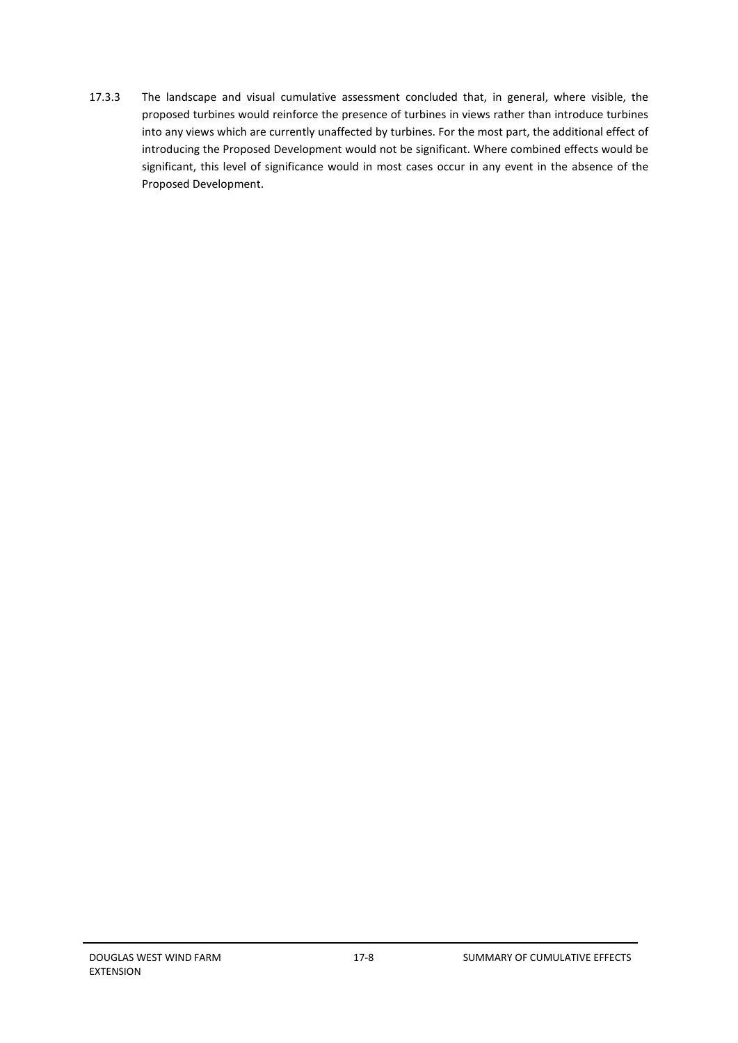17.3.3 The landscape and visual cumulative assessment concluded that, in general, where visible, the proposed turbines would reinforce the presence of turbines in views rather than introduce turbines into any views which are currently unaffected by turbines. For the most part, the additional effect of introducing the Proposed Development would not be significant. Where combined effects would be significant, this level of significance would in most cases occur in any event in the absence of the Proposed Development.